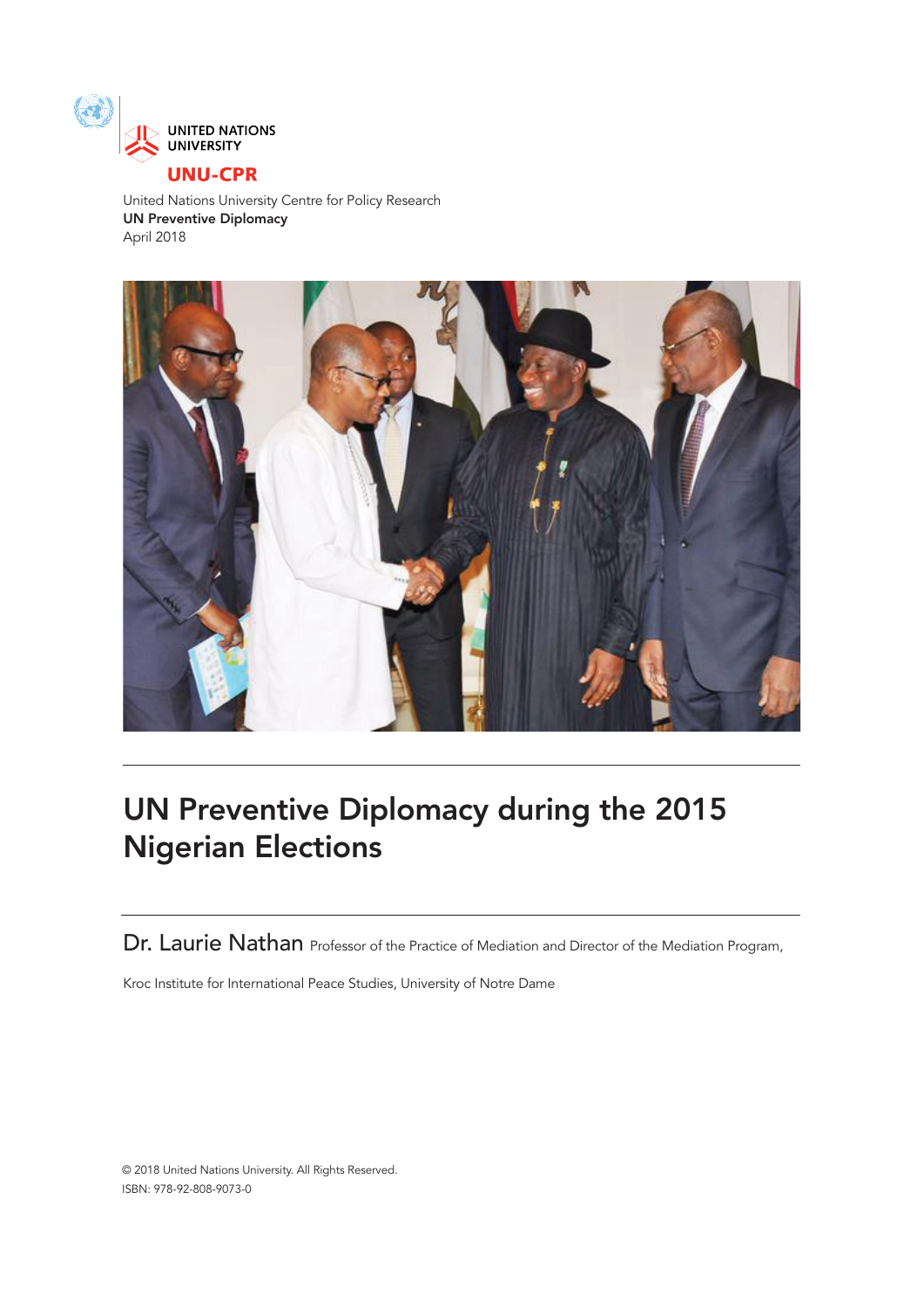UNITED NATIONS UNIVERSITY

**UNU-CPR**

United Nations University Centre for Policy Research
**UN Preventive Diplomacy**
April 2018

# UN Preventive Diplomacy during the 2015 Nigerian Elections

Dr. Laurie Nathan Professor of the Practice of Mediation and Director of the Mediation Program, Kroc Institute for International Peace Studies, University of Notre Dame

© 2018 United Nations University. All Rights Reserved.
ISBN: 978-92-808-9073-0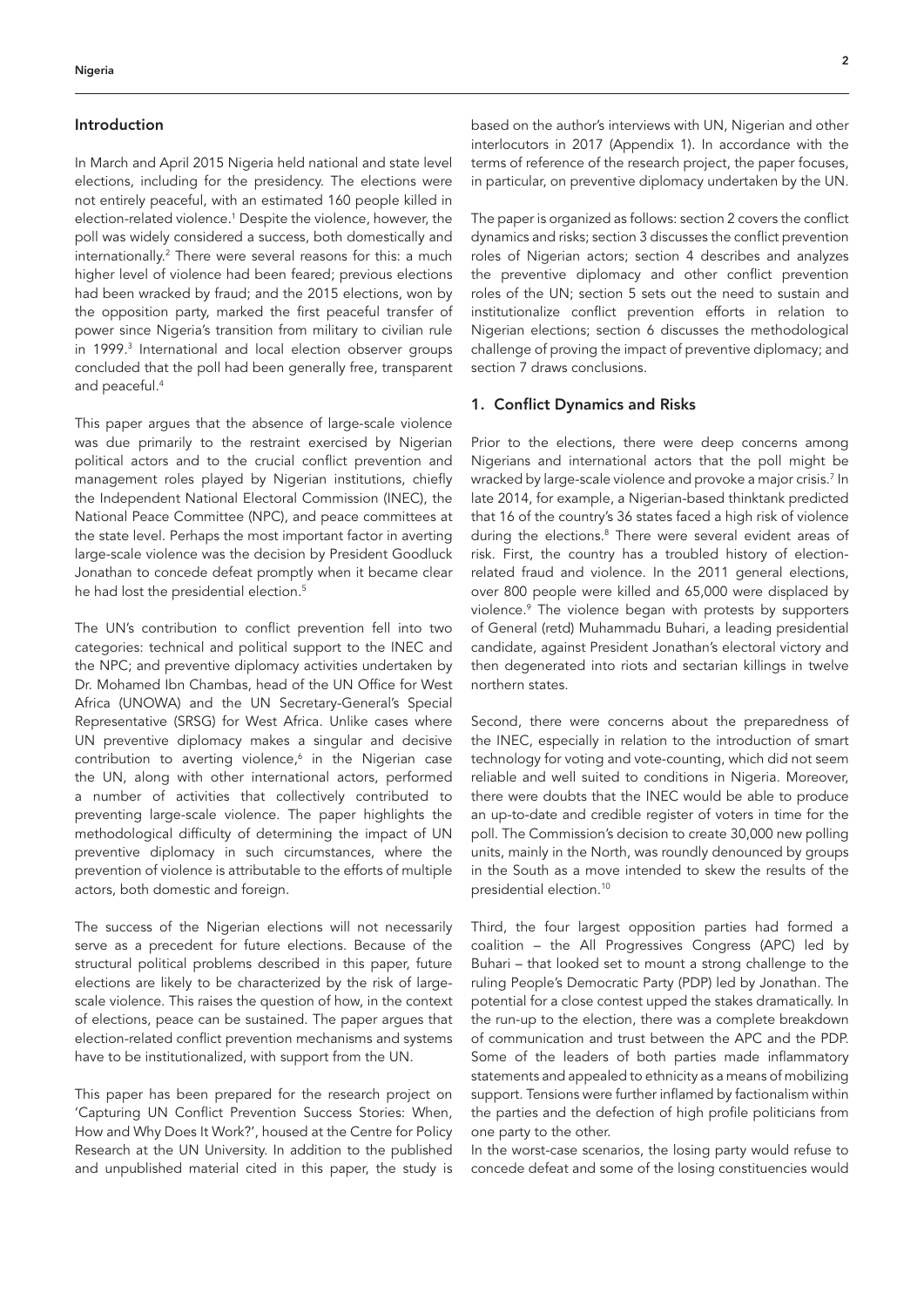## Introduction

In March and April 2015 Nigeria held national and state level elections, including for the presidency. The elections were not entirely peaceful, with an estimated 160 people killed in election-related violence.[1] Despite the violence, however, the poll was widely considered a success, both domestically and internationally.[2] There were several reasons for this: a much higher level of violence had been feared; previous elections had been wracked by fraud; and the 2015 elections, won by the opposition party, marked the first peaceful transfer of power since Nigeria's transition from military to civilian rule in 1999.[3] International and local election observer groups concluded that the poll had been generally free, transparent and peaceful.[4]

This paper argues that the absence of large-scale violence was due primarily to the restraint exercised by Nigerian political actors and to the crucial conflict prevention and management roles played by Nigerian institutions, chiefly the Independent National Electoral Commission (INEC), the National Peace Committee (NPC), and peace committees at the state level. Perhaps the most important factor in averting large-scale violence was the decision by President Goodluck Jonathan to concede defeat promptly when it became clear he had lost the presidential election.[5]

The UN's contribution to conflict prevention fell into two categories: technical and political support to the INEC and the NPC; and preventive diplomacy activities undertaken by Dr. Mohamed Ibn Chambas, head of the UN Office for West Africa (UNOWA) and the UN Secretary-General's Special Representative (SRSG) for West Africa. Unlike cases where UN preventive diplomacy makes a singular and decisive contribution to averting violence,[6] in the Nigerian case the UN, along with other international actors, performed a number of activities that collectively contributed to preventing large-scale violence. The paper highlights the methodological difficulty of determining the impact of UN preventive diplomacy in such circumstances, where the prevention of violence is attributable to the efforts of multiple actors, both domestic and foreign.

The success of the Nigerian elections will not necessarily serve as a precedent for future elections. Because of the structural political problems described in this paper, future elections are likely to be characterized by the risk of large-scale violence. This raises the question of how, in the context of elections, peace can be sustained. The paper argues that election-related conflict prevention mechanisms and systems have to be institutionalized, with support from the UN.

This paper has been prepared for the research project on 'Capturing UN Conflict Prevention Success Stories: When, How and Why Does It Work?', housed at the Centre for Policy Research at the UN University. In addition to the published and unpublished material cited in this paper, the study is based on the author's interviews with UN, Nigerian and other interlocutors in 2017 (Appendix 1). In accordance with the terms of reference of the research project, the paper focuses, in particular, on preventive diplomacy undertaken by the UN.

The paper is organized as follows: section 2 covers the conflict dynamics and risks; section 3 discusses the conflict prevention roles of Nigerian actors; section 4 describes and analyzes the preventive diplomacy and other conflict prevention roles of the UN; section 5 sets out the need to sustain and institutionalize conflict prevention efforts in relation to Nigerian elections; section 6 discusses the methodological challenge of proving the impact of preventive diplomacy; and section 7 draws conclusions.

## 1. Conflict Dynamics and Risks

Prior to the elections, there were deep concerns among Nigerians and international actors that the poll might be wracked by large-scale violence and provoke a major crisis.[7] In late 2014, for example, a Nigerian-based thinktank predicted that 16 of the country's 36 states faced a high risk of violence during the elections.[8] There were several evident areas of risk. First, the country has a troubled history of election-related fraud and violence. In the 2011 general elections, over 800 people were killed and 65,000 were displaced by violence.[9] The violence began with protests by supporters of General (retd) Muhammadu Buhari, a leading presidential candidate, against President Jonathan's electoral victory and then degenerated into riots and sectarian killings in twelve northern states.

Second, there were concerns about the preparedness of the INEC, especially in relation to the introduction of smart technology for voting and vote-counting, which did not seem reliable and well suited to conditions in Nigeria. Moreover, there were doubts that the INEC would be able to produce an up-to-date and credible register of voters in time for the poll. The Commission's decision to create 30,000 new polling units, mainly in the North, was roundly denounced by groups in the South as a move intended to skew the results of the presidential election.[10]

Third, the four largest opposition parties had formed a coalition – the All Progressives Congress (APC) led by Buhari – that looked set to mount a strong challenge to the ruling People's Democratic Party (PDP) led by Jonathan. The potential for a close contest upped the stakes dramatically. In the run-up to the election, there was a complete breakdown of communication and trust between the APC and the PDP. Some of the leaders of both parties made inflammatory statements and appealed to ethnicity as a means of mobilizing support. Tensions were further inflamed by factionalism within the parties and the defection of high profile politicians from one party to the other.

In the worst-case scenarios, the losing party would refuse to concede defeat and some of the losing constituencies would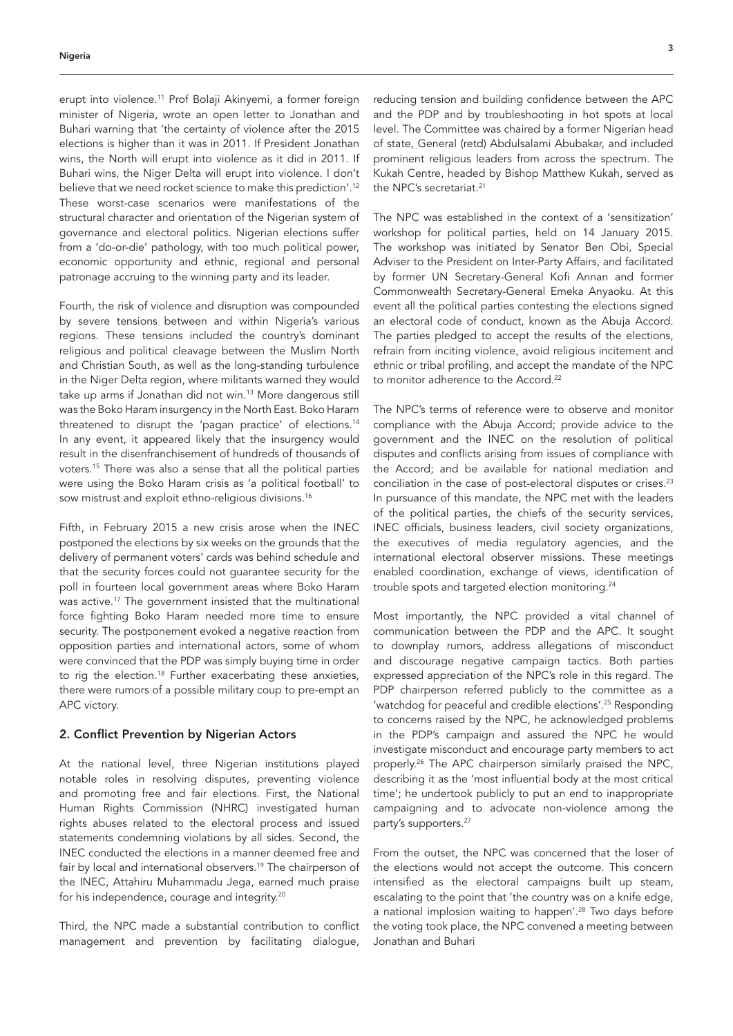erupt into violence.[11] Prof Bolaji Akinyemi, a former foreign minister of Nigeria, wrote an open letter to Jonathan and Buhari warning that 'the certainty of violence after the 2015 elections is higher than it was in 2011. If President Jonathan wins, the North will erupt into violence as it did in 2011. If Buhari wins, the Niger Delta will erupt into violence. I don't believe that we need rocket science to make this prediction'.[12] These worst-case scenarios were manifestations of the structural character and orientation of the Nigerian system of governance and electoral politics. Nigerian elections suffer from a 'do-or-die' pathology, with too much political power, economic opportunity and ethnic, regional and personal patronage accruing to the winning party and its leader.

Fourth, the risk of violence and disruption was compounded by severe tensions between and within Nigeria's various regions. These tensions included the country's dominant religious and political cleavage between the Muslim North and Christian South, as well as the long-standing turbulence in the Niger Delta region, where militants warned they would take up arms if Jonathan did not win.[13] More dangerous still was the Boko Haram insurgency in the North East. Boko Haram threatened to disrupt the 'pagan practice' of elections.[14] In any event, it appeared likely that the insurgency would result in the disenfranchisement of hundreds of thousands of voters.[15] There was also a sense that all the political parties were using the Boko Haram crisis as 'a political football' to sow mistrust and exploit ethno-religious divisions.[16]

Fifth, in February 2015 a new crisis arose when the INEC postponed the elections by six weeks on the grounds that the delivery of permanent voters' cards was behind schedule and that the security forces could not guarantee security for the poll in fourteen local government areas where Boko Haram was active.[17] The government insisted that the multinational force fighting Boko Haram needed more time to ensure security. The postponement evoked a negative reaction from opposition parties and international actors, some of whom were convinced that the PDP was simply buying time in order to rig the election.[18] Further exacerbating these anxieties, there were rumors of a possible military coup to pre-empt an APC victory.

## 2. Conflict Prevention by Nigerian Actors

At the national level, three Nigerian institutions played notable roles in resolving disputes, preventing violence and promoting free and fair elections. First, the National Human Rights Commission (NHRC) investigated human rights abuses related to the electoral process and issued statements condemning violations by all sides. Second, the INEC conducted the elections in a manner deemed free and fair by local and international observers.[19] The chairperson of the INEC, Attahiru Muhammadu Jega, earned much praise for his independence, courage and integrity.[20]

Third, the NPC made a substantial contribution to conflict management and prevention by facilitating dialogue, reducing tension and building confidence between the APC and the PDP and by troubleshooting in hot spots at local level. The Committee was chaired by a former Nigerian head of state, General (retd) Abdulsalami Abubakar, and included prominent religious leaders from across the spectrum. The Kukah Centre, headed by Bishop Matthew Kukah, served as the NPC's secretariat.[21]

The NPC was established in the context of a 'sensitization' workshop for political parties, held on 14 January 2015. The workshop was initiated by Senator Ben Obi, Special Adviser to the President on Inter-Party Affairs, and facilitated by former UN Secretary-General Kofi Annan and former Commonwealth Secretary-General Emeka Anyaoku. At this event all the political parties contesting the elections signed an electoral code of conduct, known as the Abuja Accord. The parties pledged to accept the results of the elections, refrain from inciting violence, avoid religious incitement and ethnic or tribal profiling, and accept the mandate of the NPC to monitor adherence to the Accord.[22]

The NPC's terms of reference were to observe and monitor compliance with the Abuja Accord; provide advice to the government and the INEC on the resolution of political disputes and conflicts arising from issues of compliance with the Accord; and be available for national mediation and conciliation in the case of post-electoral disputes or crises.[23] In pursuance of this mandate, the NPC met with the leaders of the political parties, the chiefs of the security services, INEC officials, business leaders, civil society organizations, the executives of media regulatory agencies, and the international electoral observer missions. These meetings enabled coordination, exchange of views, identification of trouble spots and targeted election monitoring.[24]

Most importantly, the NPC provided a vital channel of communication between the PDP and the APC. It sought to downplay rumors, address allegations of misconduct and discourage negative campaign tactics. Both parties expressed appreciation of the NPC's role in this regard. The PDP chairperson referred publicly to the committee as a 'watchdog for peaceful and credible elections'.[25] Responding to concerns raised by the NPC, he acknowledged problems in the PDP's campaign and assured the NPC he would investigate misconduct and encourage party members to act properly.[26] The APC chairperson similarly praised the NPC, describing it as the 'most influential body at the most critical time'; he undertook publicly to put an end to inappropriate campaigning and to advocate non-violence among the party's supporters.[27]

From the outset, the NPC was concerned that the loser of the elections would not accept the outcome. This concern intensified as the electoral campaigns built up steam, escalating to the point that 'the country was on a knife edge, a national implosion waiting to happen'.[28] Two days before the voting took place, the NPC convened a meeting between Jonathan and Buhari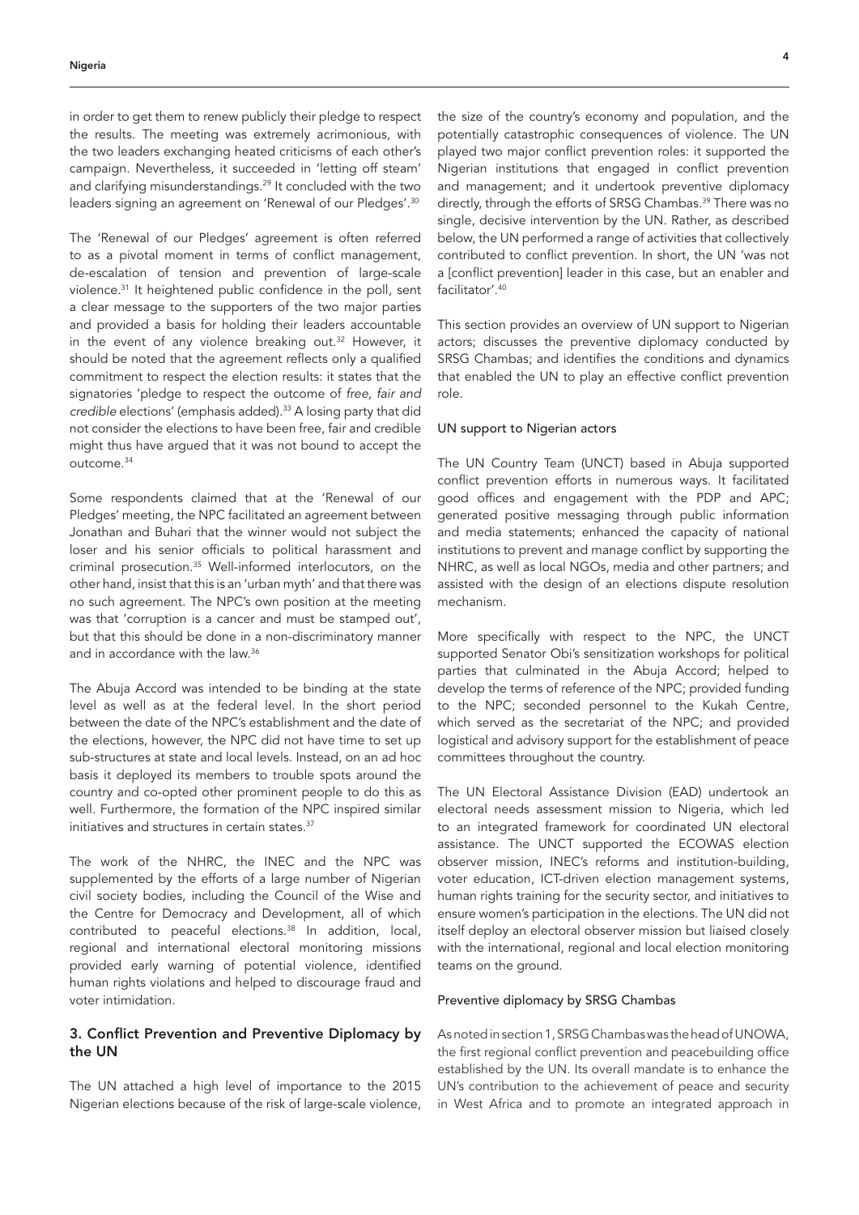in order to get them to renew publicly their pledge to respect the results. The meeting was extremely acrimonious, with the two leaders exchanging heated criticisms of each other's campaign. Nevertheless, it succeeded in 'letting off steam' and clarifying misunderstandings.[29] It concluded with the two leaders signing an agreement on 'Renewal of our Pledges'.[30]

The 'Renewal of our Pledges' agreement is often referred to as a pivotal moment in terms of conflict management, de-escalation of tension and prevention of large-scale violence.[31] It heightened public confidence in the poll, sent a clear message to the supporters of the two major parties and provided a basis for holding their leaders accountable in the event of any violence breaking out.[32] However, it should be noted that the agreement reflects only a qualified commitment to respect the election results: it states that the signatories 'pledge to respect the outcome of *free, fair and credible* elections' (emphasis added).[33] A losing party that did not consider the elections to have been free, fair and credible might thus have argued that it was not bound to accept the outcome.[34]

Some respondents claimed that at the 'Renewal of our Pledges' meeting, the NPC facilitated an agreement between Jonathan and Buhari that the winner would not subject the loser and his senior officials to political harassment and criminal prosecution.[35] Well-informed interlocutors, on the other hand, insist that this is an 'urban myth' and that there was no such agreement. The NPC's own position at the meeting was that 'corruption is a cancer and must be stamped out', but that this should be done in a non-discriminatory manner and in accordance with the law.[36]

The Abuja Accord was intended to be binding at the state level as well as at the federal level. In the short period between the date of the NPC's establishment and the date of the elections, however, the NPC did not have time to set up sub-structures at state and local levels. Instead, on an ad hoc basis it deployed its members to trouble spots around the country and co-opted other prominent people to do this as well. Furthermore, the formation of the NPC inspired similar initiatives and structures in certain states.[37]

The work of the NHRC, the INEC and the NPC was supplemented by the efforts of a large number of Nigerian civil society bodies, including the Council of the Wise and the Centre for Democracy and Development, all of which contributed to peaceful elections.[38] In addition, local, regional and international electoral monitoring missions provided early warning of potential violence, identified human rights violations and helped to discourage fraud and voter intimidation.

## 3. Conflict Prevention and Preventive Diplomacy by the UN

The UN attached a high level of importance to the 2015 Nigerian elections because of the risk of large-scale violence, the size of the country's economy and population, and the potentially catastrophic consequences of violence. The UN played two major conflict prevention roles: it supported the Nigerian institutions that engaged in conflict prevention and management; and it undertook preventive diplomacy directly, through the efforts of SRSG Chambas.[39] There was no single, decisive intervention by the UN. Rather, as described below, the UN performed a range of activities that collectively contributed to conflict prevention. In short, the UN 'was not a [conflict prevention] leader in this case, but an enabler and facilitator'.[40]

This section provides an overview of UN support to Nigerian actors; discusses the preventive diplomacy conducted by SRSG Chambas; and identifies the conditions and dynamics that enabled the UN to play an effective conflict prevention role.

### UN support to Nigerian actors

The UN Country Team (UNCT) based in Abuja supported conflict prevention efforts in numerous ways. It facilitated good offices and engagement with the PDP and APC; generated positive messaging through public information and media statements; enhanced the capacity of national institutions to prevent and manage conflict by supporting the NHRC, as well as local NGOs, media and other partners; and assisted with the design of an elections dispute resolution mechanism.

More specifically with respect to the NPC, the UNCT supported Senator Obi's sensitization workshops for political parties that culminated in the Abuja Accord; helped to develop the terms of reference of the NPC; provided funding to the NPC; seconded personnel to the Kukah Centre, which served as the secretariat of the NPC; and provided logistical and advisory support for the establishment of peace committees throughout the country.

The UN Electoral Assistance Division (EAD) undertook an electoral needs assessment mission to Nigeria, which led to an integrated framework for coordinated UN electoral assistance. The UNCT supported the ECOWAS election observer mission, INEC's reforms and institution-building, voter education, ICT-driven election management systems, human rights training for the security sector, and initiatives to ensure women's participation in the elections. The UN did not itself deploy an electoral observer mission but liaised closely with the international, regional and local election monitoring teams on the ground.

### Preventive diplomacy by SRSG Chambas

As noted in section 1, SRSG Chambas was the head of UNOWA, the first regional conflict prevention and peacebuilding office established by the UN. Its overall mandate is to enhance the UN's contribution to the achievement of peace and security in West Africa and to promote an integrated approach in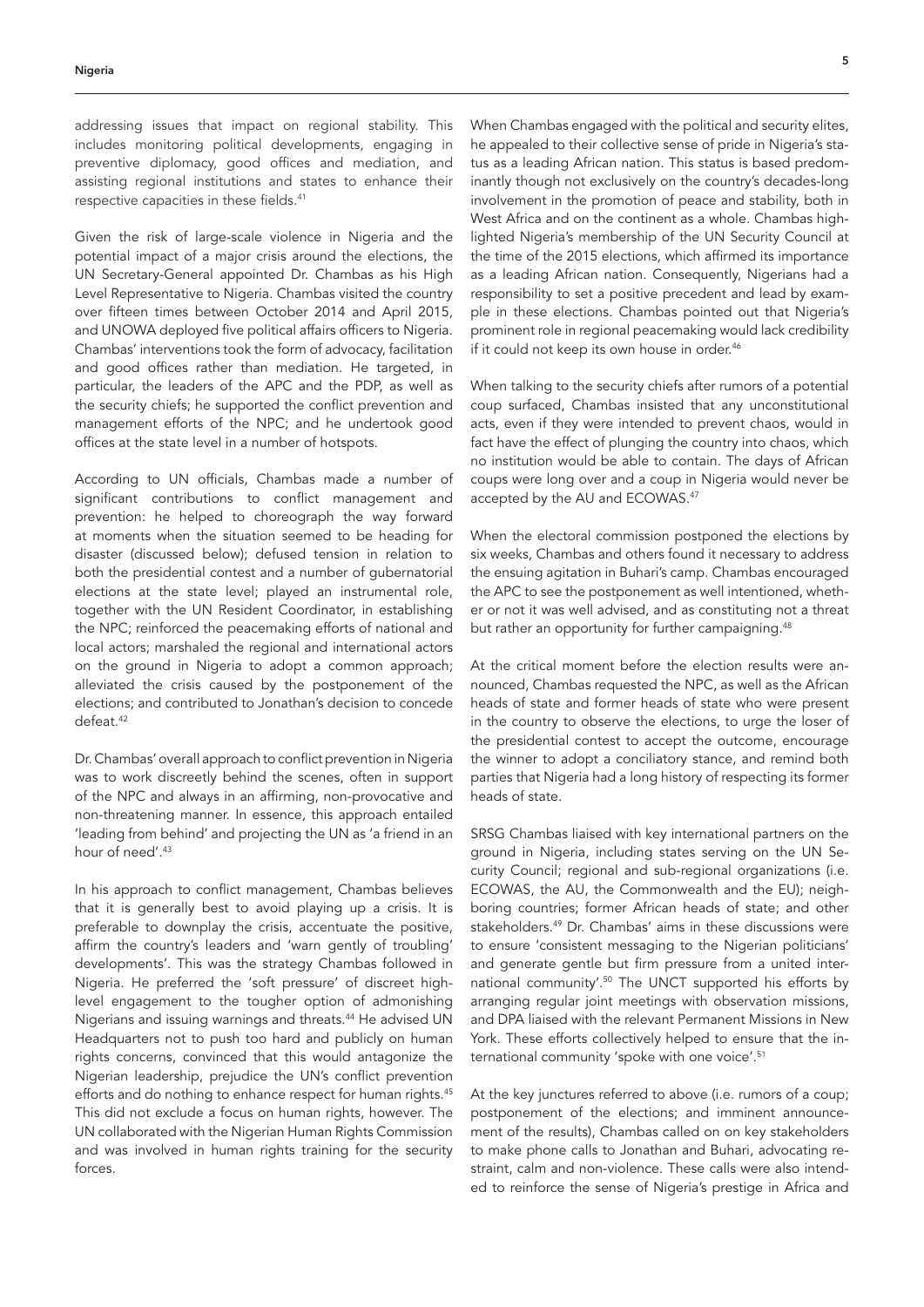addressing issues that impact on regional stability. This includes monitoring political developments, engaging in preventive diplomacy, good offices and mediation, and assisting regional institutions and states to enhance their respective capacities in these fields.[41]

Given the risk of large-scale violence in Nigeria and the potential impact of a major crisis around the elections, the UN Secretary-General appointed Dr. Chambas as his High Level Representative to Nigeria. Chambas visited the country over fifteen times between October 2014 and April 2015, and UNOWA deployed five political affairs officers to Nigeria. Chambas' interventions took the form of advocacy, facilitation and good offices rather than mediation. He targeted, in particular, the leaders of the APC and the PDP, as well as the security chiefs; he supported the conflict prevention and management efforts of the NPC; and he undertook good offices at the state level in a number of hotspots.

According to UN officials, Chambas made a number of significant contributions to conflict management and prevention: he helped to choreograph the way forward at moments when the situation seemed to be heading for disaster (discussed below); defused tension in relation to both the presidential contest and a number of gubernatorial elections at the state level; played an instrumental role, together with the UN Resident Coordinator, in establishing the NPC; reinforced the peacemaking efforts of national and local actors; marshaled the regional and international actors on the ground in Nigeria to adopt a common approach; alleviated the crisis caused by the postponement of the elections; and contributed to Jonathan's decision to concede defeat.[42]

Dr. Chambas' overall approach to conflict prevention in Nigeria was to work discreetly behind the scenes, often in support of the NPC and always in an affirming, non-provocative and non-threatening manner. In essence, this approach entailed 'leading from behind' and projecting the UN as 'a friend in an hour of need'.[43]

In his approach to conflict management, Chambas believes that it is generally best to avoid playing up a crisis. It is preferable to downplay the crisis, accentuate the positive, affirm the country's leaders and 'warn gently of troubling' developments'. This was the strategy Chambas followed in Nigeria. He preferred the 'soft pressure' of discreet high-level engagement to the tougher option of admonishing Nigerians and issuing warnings and threats.[44] He advised UN Headquarters not to push too hard and publicly on human rights concerns, convinced that this would antagonize the Nigerian leadership, prejudice the UN's conflict prevention efforts and do nothing to enhance respect for human rights.[45] This did not exclude a focus on human rights, however. The UN collaborated with the Nigerian Human Rights Commission and was involved in human rights training for the security forces.

When Chambas engaged with the political and security elites, he appealed to their collective sense of pride in Nigeria's status as a leading African nation. This status is based predominantly though not exclusively on the country's decades-long involvement in the promotion of peace and stability, both in West Africa and on the continent as a whole. Chambas highlighted Nigeria's membership of the UN Security Council at the time of the 2015 elections, which affirmed its importance as a leading African nation. Consequently, Nigerians had a responsibility to set a positive precedent and lead by example in these elections. Chambas pointed out that Nigeria's prominent role in regional peacemaking would lack credibility if it could not keep its own house in order.[46]

When talking to the security chiefs after rumors of a potential coup surfaced, Chambas insisted that any unconstitutional acts, even if they were intended to prevent chaos, would in fact have the effect of plunging the country into chaos, which no institution would be able to contain. The days of African coups were long over and a coup in Nigeria would never be accepted by the AU and ECOWAS.[47]

When the electoral commission postponed the elections by six weeks, Chambas and others found it necessary to address the ensuing agitation in Buhari's camp. Chambas encouraged the APC to see the postponement as well intentioned, whether or not it was well advised, and as constituting not a threat but rather an opportunity for further campaigning.[48]

At the critical moment before the election results were announced, Chambas requested the NPC, as well as the African heads of state and former heads of state who were present in the country to observe the elections, to urge the loser of the presidential contest to accept the outcome, encourage the winner to adopt a conciliatory stance, and remind both parties that Nigeria had a long history of respecting its former heads of state.

SRSG Chambas liaised with key international partners on the ground in Nigeria, including states serving on the UN Security Council; regional and sub-regional organizations (i.e. ECOWAS, the AU, the Commonwealth and the EU); neighboring countries; former African heads of state; and other stakeholders.[49] Dr. Chambas' aims in these discussions were to ensure 'consistent messaging to the Nigerian politicians' and generate gentle but firm pressure from a united international community'.[50] The UNCT supported his efforts by arranging regular joint meetings with observation missions, and DPA liaised with the relevant Permanent Missions in New York. These efforts collectively helped to ensure that the international community 'spoke with one voice'.[51]

At the key junctures referred to above (i.e. rumors of a coup; postponement of the elections; and imminent announcement of the results), Chambas called on on key stakeholders to make phone calls to Jonathan and Buhari, advocating restraint, calm and non-violence. These calls were also intended to reinforce the sense of Nigeria's prestige in Africa and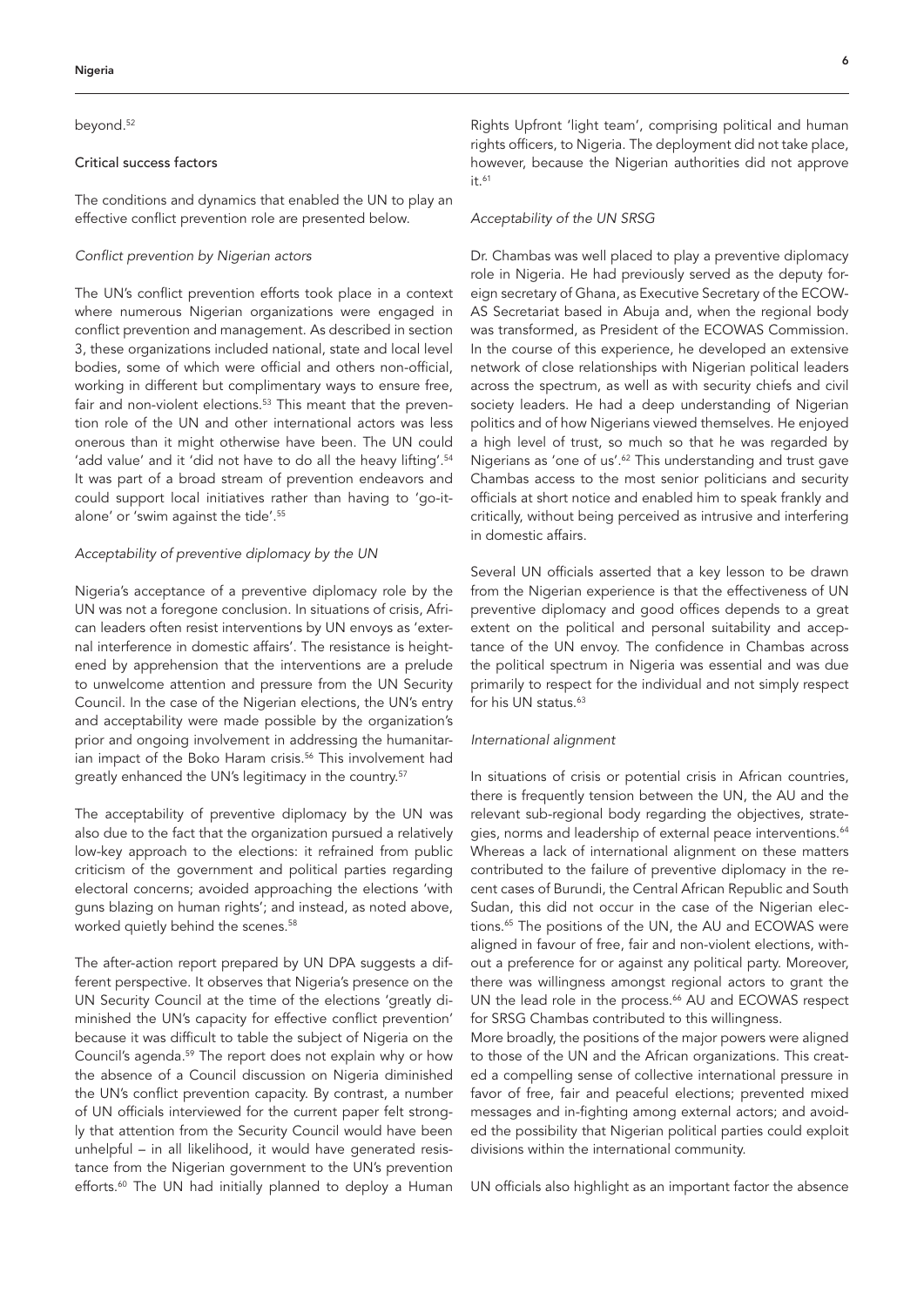beyond.[52]

### Critical success factors

The conditions and dynamics that enabled the UN to play an effective conflict prevention role are presented below.

#### *Conflict prevention by Nigerian actors*

The UN's conflict prevention efforts took place in a context where numerous Nigerian organizations were engaged in conflict prevention and management. As described in section 3, these organizations included national, state and local level bodies, some of which were official and others non-official, working in different but complimentary ways to ensure free, fair and non-violent elections.[53] This meant that the prevention role of the UN and other international actors was less onerous than it might otherwise have been. The UN could 'add value' and it 'did not have to do all the heavy lifting'.[54] It was part of a broad stream of prevention endeavors and could support local initiatives rather than having to 'go-it-alone' or 'swim against the tide'.[55]

#### *Acceptability of preventive diplomacy by the UN*

Nigeria's acceptance of a preventive diplomacy role by the UN was not a foregone conclusion. In situations of crisis, African leaders often resist interventions by UN envoys as 'external interference in domestic affairs'. The resistance is heightened by apprehension that the interventions are a prelude to unwelcome attention and pressure from the UN Security Council. In the case of the Nigerian elections, the UN's entry and acceptability were made possible by the organization's prior and ongoing involvement in addressing the humanitarian impact of the Boko Haram crisis.[56] This involvement had greatly enhanced the UN's legitimacy in the country.[57]

The acceptability of preventive diplomacy by the UN was also due to the fact that the organization pursued a relatively low-key approach to the elections: it refrained from public criticism of the government and political parties regarding electoral concerns; avoided approaching the elections 'with guns blazing on human rights'; and instead, as noted above, worked quietly behind the scenes.[58]

The after-action report prepared by UN DPA suggests a different perspective. It observes that Nigeria's presence on the UN Security Council at the time of the elections 'greatly diminished the UN's capacity for effective conflict prevention' because it was difficult to table the subject of Nigeria on the Council's agenda.[59] The report does not explain why or how the absence of a Council discussion on Nigeria diminished the UN's conflict prevention capacity. By contrast, a number of UN officials interviewed for the current paper felt strongly that attention from the Security Council would have been unhelpful – in all likelihood, it would have generated resistance from the Nigerian government to the UN's prevention efforts.[60] The UN had initially planned to deploy a Human Rights Upfront 'light team', comprising political and human rights officers, to Nigeria. The deployment did not take place, however, because the Nigerian authorities did not approve it.[61]

#### *Acceptability of the UN SRSG*

Dr. Chambas was well placed to play a preventive diplomacy role in Nigeria. He had previously served as the deputy foreign secretary of Ghana, as Executive Secretary of the ECOWAS Secretariat based in Abuja and, when the regional body was transformed, as President of the ECOWAS Commission. In the course of this experience, he developed an extensive network of close relationships with Nigerian political leaders across the spectrum, as well as with security chiefs and civil society leaders. He had a deep understanding of Nigerian politics and of how Nigerians viewed themselves. He enjoyed a high level of trust, so much so that he was regarded by Nigerians as 'one of us'.[62] This understanding and trust gave Chambas access to the most senior politicians and security officials at short notice and enabled him to speak frankly and critically, without being perceived as intrusive and interfering in domestic affairs.

Several UN officials asserted that a key lesson to be drawn from the Nigerian experience is that the effectiveness of UN preventive diplomacy and good offices depends to a great extent on the political and personal suitability and acceptance of the UN envoy. The confidence in Chambas across the political spectrum in Nigeria was essential and was due primarily to respect for the individual and not simply respect for his UN status.[63]

#### *International alignment*

In situations of crisis or potential crisis in African countries, there is frequently tension between the UN, the AU and the relevant sub-regional body regarding the objectives, strategies, norms and leadership of external peace interventions.[64] Whereas a lack of international alignment on these matters contributed to the failure of preventive diplomacy in the recent cases of Burundi, the Central African Republic and South Sudan, this did not occur in the case of the Nigerian elections.[65] The positions of the UN, the AU and ECOWAS were aligned in favour of free, fair and non-violent elections, without a preference for or against any political party. Moreover, there was willingness amongst regional actors to grant the UN the lead role in the process.[66] AU and ECOWAS respect for SRSG Chambas contributed to this willingness.

More broadly, the positions of the major powers were aligned to those of the UN and the African organizations. This created a compelling sense of collective international pressure in favor of free, fair and peaceful elections; prevented mixed messages and in-fighting among external actors; and avoided the possibility that Nigerian political parties could exploit divisions within the international community.

UN officials also highlight as an important factor the absence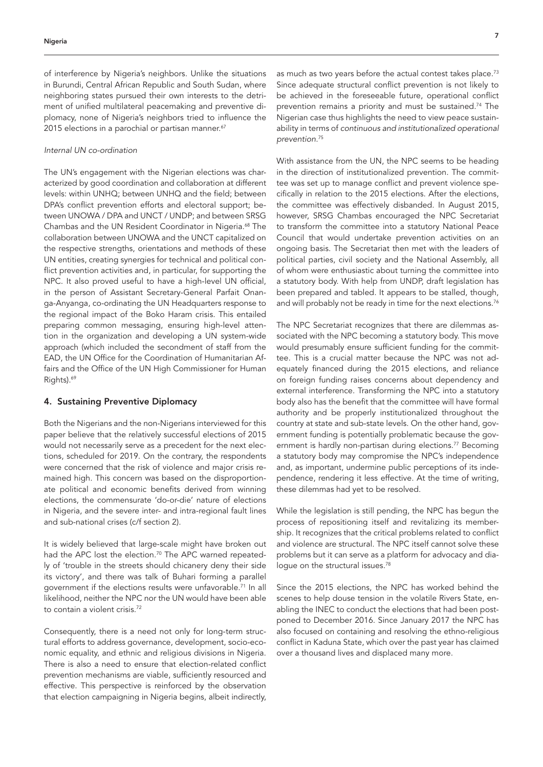of interference by Nigeria's neighbors. Unlike the situations in Burundi, Central African Republic and South Sudan, where neighboring states pursued their own interests to the detriment of unified multilateral peacemaking and preventive diplomacy, none of Nigeria's neighbors tried to influence the 2015 elections in a parochial or partisan manner.[67]

*Internal UN co-ordination*

The UN's engagement with the Nigerian elections was characterized by good coordination and collaboration at different levels: within UNHQ; between UNHQ and the field; between DPA's conflict prevention efforts and electoral support; between UNOWA / DPA and UNCT / UNDP; and between SRSG Chambas and the UN Resident Coordinator in Nigeria.[68] The collaboration between UNOWA and the UNCT capitalized on the respective strengths, orientations and methods of these UN entities, creating synergies for technical and political conflict prevention activities and, in particular, for supporting the NPC. It also proved useful to have a high-level UN official, in the person of Assistant Secretary-General Parfait Onanga-Anyanga, co-ordinating the UN Headquarters response to the regional impact of the Boko Haram crisis. This entailed preparing common messaging, ensuring high-level attention in the organization and developing a UN system-wide approach (which included the secondment of staff from the EAD, the UN Office for the Coordination of Humanitarian Affairs and the Office of the UN High Commissioner for Human Rights).[69]

## 4. Sustaining Preventive Diplomacy

Both the Nigerians and the non-Nigerians interviewed for this paper believe that the relatively successful elections of 2015 would not necessarily serve as a precedent for the next elections, scheduled for 2019. On the contrary, the respondents were concerned that the risk of violence and major crisis remained high. This concern was based on the disproportionate political and economic benefits derived from winning elections, the commensurate 'do-or-die' nature of elections in Nigeria, and the severe inter- and intra-regional fault lines and sub-national crises (c/f section 2).

It is widely believed that large-scale might have broken out had the APC lost the election.[70] The APC warned repeatedly of 'trouble in the streets should chicanery deny their side its victory', and there was talk of Buhari forming a parallel government if the elections results were unfavorable.[71] In all likelihood, neither the NPC nor the UN would have been able to contain a violent crisis.[72]

Consequently, there is a need not only for long-term structural efforts to address governance, development, socio-economic equality, and ethnic and religious divisions in Nigeria. There is also a need to ensure that election-related conflict prevention mechanisms are viable, sufficiently resourced and effective. This perspective is reinforced by the observation that election campaigning in Nigeria begins, albeit indirectly, as much as two years before the actual contest takes place.[73] Since adequate structural conflict prevention is not likely to be achieved in the foreseeable future, operational conflict prevention remains a priority and must be sustained.[74] The Nigerian case thus highlights the need to view peace sustainability in terms of *continuous and institutionalized operational prevention*.[75]

With assistance from the UN, the NPC seems to be heading in the direction of institutionalized prevention. The committee was set up to manage conflict and prevent violence specifically in relation to the 2015 elections. After the elections, the committee was effectively disbanded. In August 2015, however, SRSG Chambas encouraged the NPC Secretariat to transform the committee into a statutory National Peace Council that would undertake prevention activities on an ongoing basis. The Secretariat then met with the leaders of political parties, civil society and the National Assembly, all of whom were enthusiastic about turning the committee into a statutory body. With help from UNDP, draft legislation has been prepared and tabled. It appears to be stalled, though, and will probably not be ready in time for the next elections.[76]

The NPC Secretariat recognizes that there are dilemmas associated with the NPC becoming a statutory body. This move would presumably ensure sufficient funding for the committee. This is a crucial matter because the NPC was not adequately financed during the 2015 elections, and reliance on foreign funding raises concerns about dependency and external interference. Transforming the NPC into a statutory body also has the benefit that the committee will have formal authority and be properly institutionalized throughout the country at state and sub-state levels. On the other hand, government funding is potentially problematic because the government is hardly non-partisan during elections.[77] Becoming a statutory body may compromise the NPC's independence and, as important, undermine public perceptions of its independence, rendering it less effective. At the time of writing, these dilemmas had yet to be resolved.

While the legislation is still pending, the NPC has begun the process of repositioning itself and revitalizing its membership. It recognizes that the critical problems related to conflict and violence are structural. The NPC itself cannot solve these problems but it can serve as a platform for advocacy and dialogue on the structural issues.[78]

Since the 2015 elections, the NPC has worked behind the scenes to help douse tension in the volatile Rivers State, enabling the INEC to conduct the elections that had been postponed to December 2016. Since January 2017 the NPC has also focused on containing and resolving the ethno-religious conflict in Kaduna State, which over the past year has claimed over a thousand lives and displaced many more.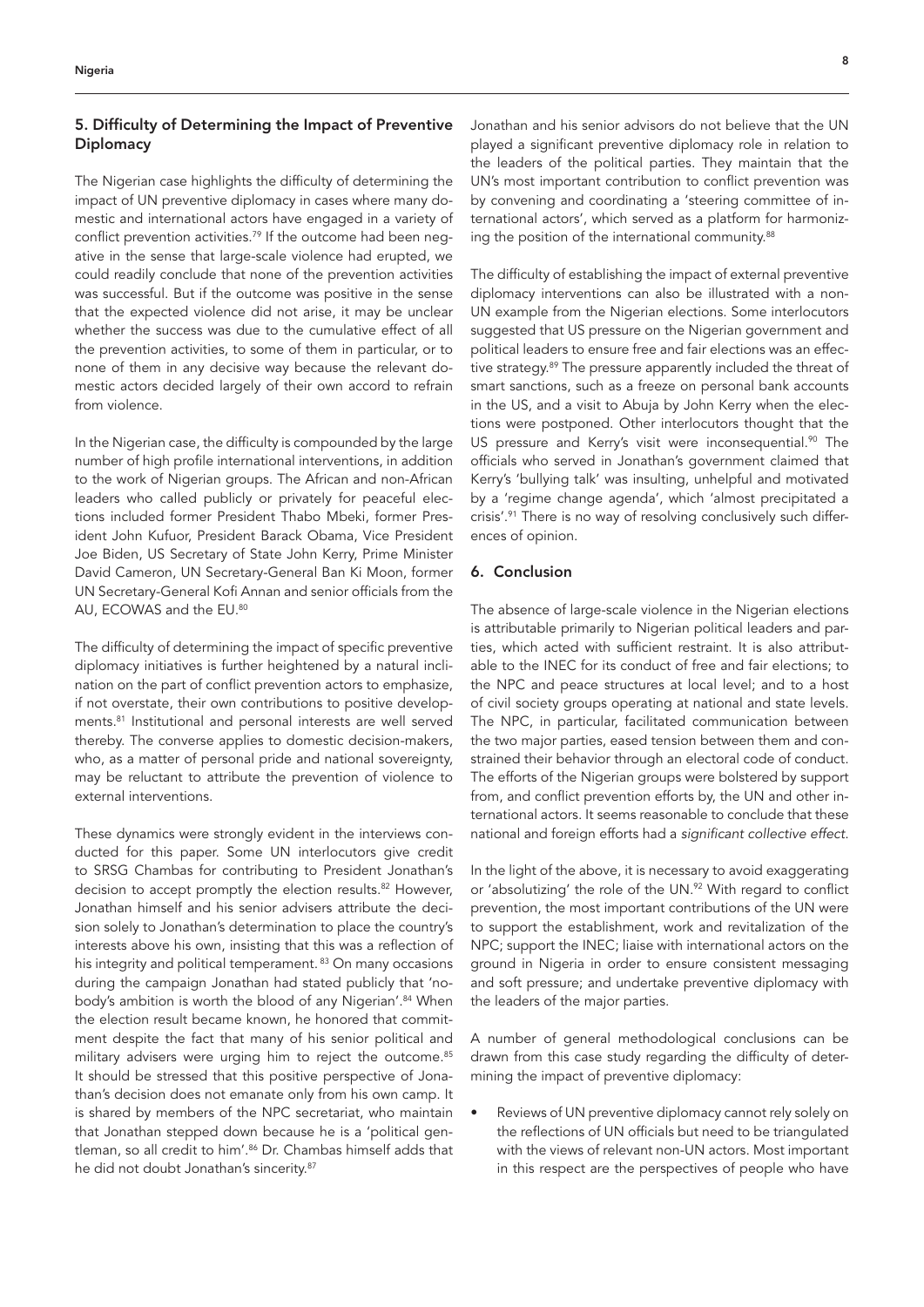## 5. Difficulty of Determining the Impact of Preventive Diplomacy

The Nigerian case highlights the difficulty of determining the impact of UN preventive diplomacy in cases where many domestic and international actors have engaged in a variety of conflict prevention activities.[79] If the outcome had been negative in the sense that large-scale violence had erupted, we could readily conclude that none of the prevention activities was successful. But if the outcome was positive in the sense that the expected violence did not arise, it may be unclear whether the success was due to the cumulative effect of all the prevention activities, to some of them in particular, or to none of them in any decisive way because the relevant domestic actors decided largely of their own accord to refrain from violence.

In the Nigerian case, the difficulty is compounded by the large number of high profile international interventions, in addition to the work of Nigerian groups. The African and non-African leaders who called publicly or privately for peaceful elections included former President Thabo Mbeki, former President John Kufuor, President Barack Obama, Vice President Joe Biden, US Secretary of State John Kerry, Prime Minister David Cameron, UN Secretary-General Ban Ki Moon, former UN Secretary-General Kofi Annan and senior officials from the AU, ECOWAS and the EU.[80]

The difficulty of determining the impact of specific preventive diplomacy initiatives is further heightened by a natural inclination on the part of conflict prevention actors to emphasize, if not overstate, their own contributions to positive developments.[81] Institutional and personal interests are well served thereby. The converse applies to domestic decision-makers, who, as a matter of personal pride and national sovereignty, may be reluctant to attribute the prevention of violence to external interventions.

These dynamics were strongly evident in the interviews conducted for this paper. Some UN interlocutors give credit to SRSG Chambas for contributing to President Jonathan's decision to accept promptly the election results.[82] However, Jonathan himself and his senior advisers attribute the decision solely to Jonathan's determination to place the country's interests above his own, insisting that this was a reflection of his integrity and political temperament.[83] On many occasions during the campaign Jonathan had stated publicly that 'nobody's ambition is worth the blood of any Nigerian'.[84] When the election result became known, he honored that commitment despite the fact that many of his senior political and military advisers were urging him to reject the outcome.[85] It should be stressed that this positive perspective of Jonathan's decision does not emanate only from his own camp. It is shared by members of the NPC secretariat, who maintain that Jonathan stepped down because he is a 'political gentleman, so all credit to him'.[86] Dr. Chambas himself adds that he did not doubt Jonathan's sincerity.[87]

Jonathan and his senior advisors do not believe that the UN played a significant preventive diplomacy role in relation to the leaders of the political parties. They maintain that the UN's most important contribution to conflict prevention was by convening and coordinating a 'steering committee of international actors', which served as a platform for harmonizing the position of the international community.[88]

The difficulty of establishing the impact of external preventive diplomacy interventions can also be illustrated with a non-UN example from the Nigerian elections. Some interlocutors suggested that US pressure on the Nigerian government and political leaders to ensure free and fair elections was an effective strategy.[89] The pressure apparently included the threat of smart sanctions, such as a freeze on personal bank accounts in the US, and a visit to Abuja by John Kerry when the elections were postponed. Other interlocutors thought that the US pressure and Kerry's visit were inconsequential.[90] The officials who served in Jonathan's government claimed that Kerry's 'bullying talk' was insulting, unhelpful and motivated by a 'regime change agenda', which 'almost precipitated a crisis'.[91] There is no way of resolving conclusively such differences of opinion.

## 6. Conclusion

The absence of large-scale violence in the Nigerian elections is attributable primarily to Nigerian political leaders and parties, which acted with sufficient restraint. It is also attributable to the INEC for its conduct of free and fair elections; to the NPC and peace structures at local level; and to a host of civil society groups operating at national and state levels. The NPC, in particular, facilitated communication between the two major parties, eased tension between them and constrained their behavior through an electoral code of conduct. The efforts of the Nigerian groups were bolstered by support from, and conflict prevention efforts by, the UN and other international actors. It seems reasonable to conclude that these national and foreign efforts had a *significant collective effect*.

In the light of the above, it is necessary to avoid exaggerating or 'absolutizing' the role of the UN.[92] With regard to conflict prevention, the most important contributions of the UN were to support the establishment, work and revitalization of the NPC; support the INEC; liaise with international actors on the ground in Nigeria in order to ensure consistent messaging and soft pressure; and undertake preventive diplomacy with the leaders of the major parties.

A number of general methodological conclusions can be drawn from this case study regarding the difficulty of determining the impact of preventive diplomacy:

- Reviews of UN preventive diplomacy cannot rely solely on the reflections of UN officials but need to be triangulated with the views of relevant non-UN actors. Most important in this respect are the perspectives of people who have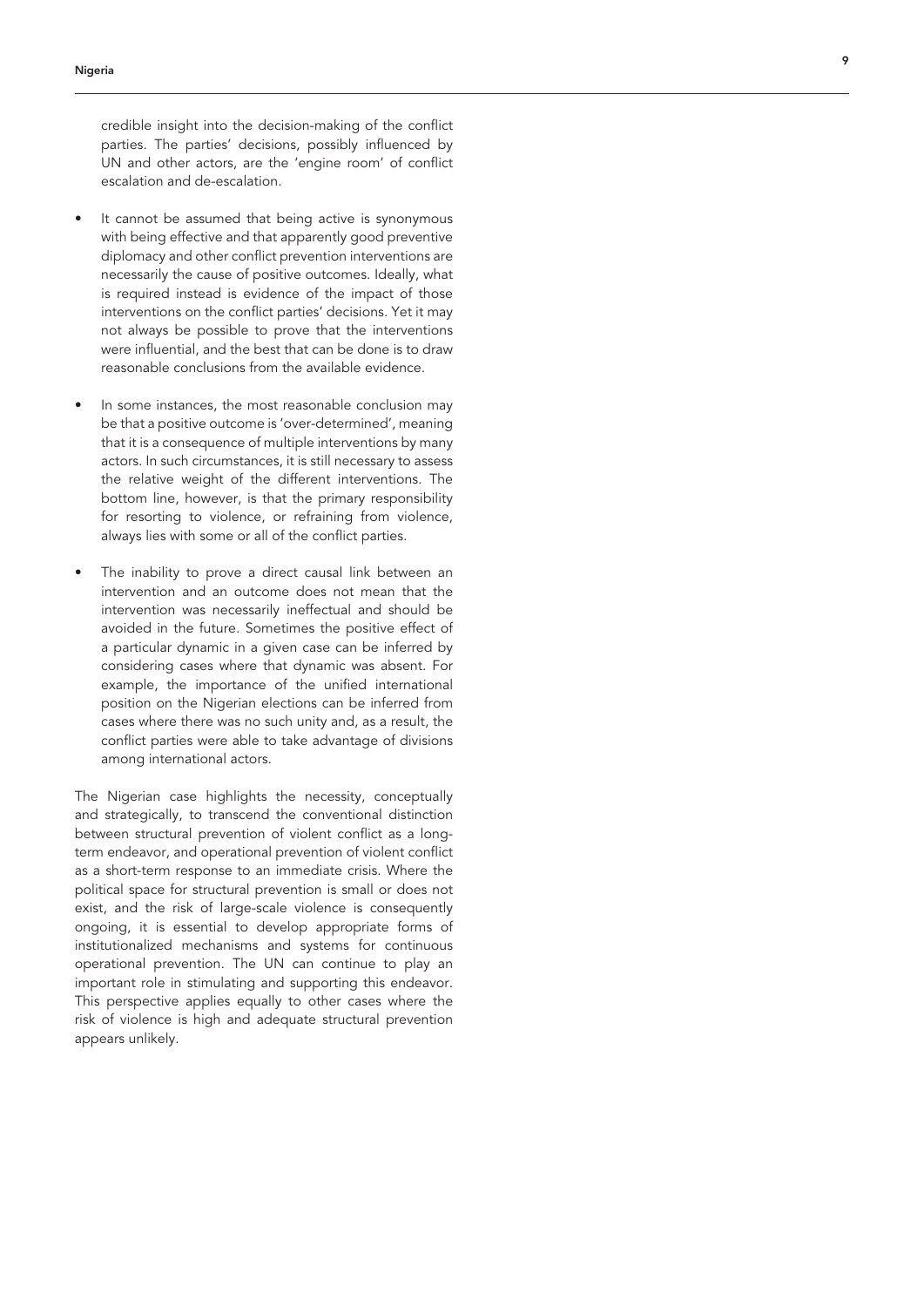credible insight into the decision-making of the conflict parties. The parties' decisions, possibly influenced by UN and other actors, are the 'engine room' of conflict escalation and de-escalation.

- It cannot be assumed that being active is synonymous with being effective and that apparently good preventive diplomacy and other conflict prevention interventions are necessarily the cause of positive outcomes. Ideally, what is required instead is evidence of the impact of those interventions on the conflict parties' decisions. Yet it may not always be possible to prove that the interventions were influential, and the best that can be done is to draw reasonable conclusions from the available evidence.

- In some instances, the most reasonable conclusion may be that a positive outcome is 'over-determined', meaning that it is a consequence of multiple interventions by many actors. In such circumstances, it is still necessary to assess the relative weight of the different interventions. The bottom line, however, is that the primary responsibility for resorting to violence, or refraining from violence, always lies with some or all of the conflict parties.

- The inability to prove a direct causal link between an intervention and an outcome does not mean that the intervention was necessarily ineffectual and should be avoided in the future. Sometimes the positive effect of a particular dynamic in a given case can be inferred by considering cases where that dynamic was absent. For example, the importance of the unified international position on the Nigerian elections can be inferred from cases where there was no such unity and, as a result, the conflict parties were able to take advantage of divisions among international actors.

The Nigerian case highlights the necessity, conceptually and strategically, to transcend the conventional distinction between structural prevention of violent conflict as a long-term endeavor, and operational prevention of violent conflict as a short-term response to an immediate crisis. Where the political space for structural prevention is small or does not exist, and the risk of large-scale violence is consequently ongoing, it is essential to develop appropriate forms of institutionalized mechanisms and systems for continuous operational prevention. The UN can continue to play an important role in stimulating and supporting this endeavor. This perspective applies equally to other cases where the risk of violence is high and adequate structural prevention appears unlikely.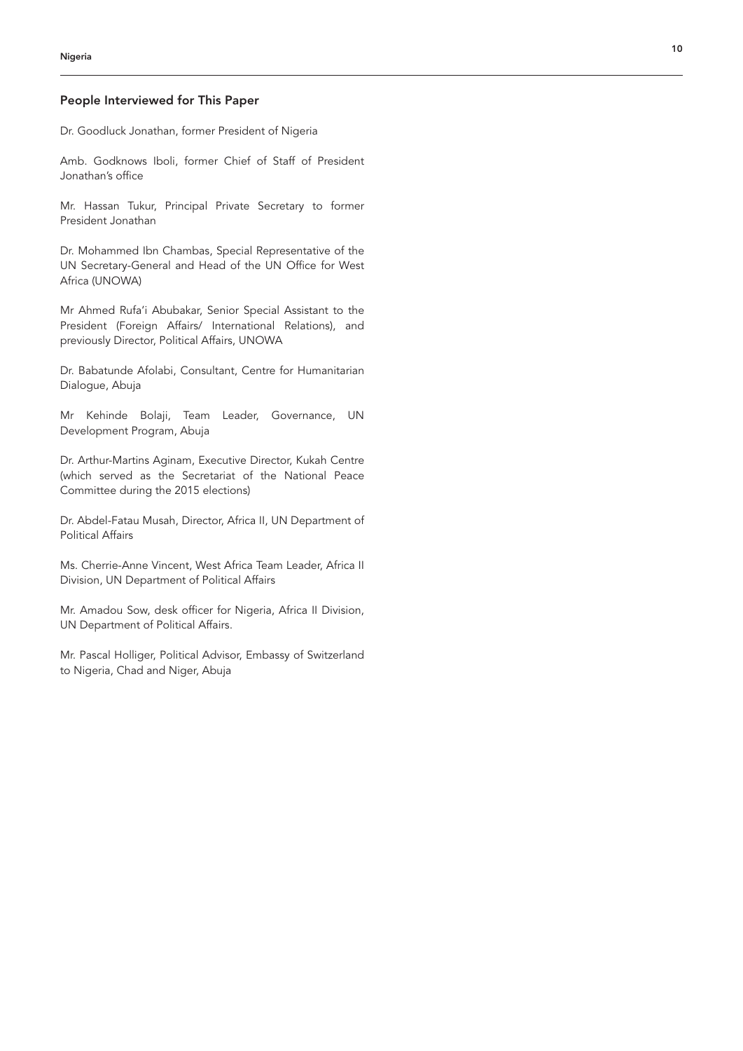## People Interviewed for This Paper

Dr. Goodluck Jonathan, former President of Nigeria

Amb. Godknows Iboli, former Chief of Staff of President Jonathan's office

Mr. Hassan Tukur, Principal Private Secretary to former President Jonathan

Dr. Mohammed Ibn Chambas, Special Representative of the UN Secretary-General and Head of the UN Office for West Africa (UNOWA)

Mr Ahmed Rufa'i Abubakar, Senior Special Assistant to the President (Foreign Affairs/ International Relations), and previously Director, Political Affairs, UNOWA

Dr. Babatunde Afolabi, Consultant, Centre for Humanitarian Dialogue, Abuja

Mr Kehinde Bolaji, Team Leader, Governance, UN Development Program, Abuja

Dr. Arthur-Martins Aginam, Executive Director, Kukah Centre (which served as the Secretariat of the National Peace Committee during the 2015 elections)

Dr. Abdel-Fatau Musah, Director, Africa II, UN Department of Political Affairs

Ms. Cherrie-Anne Vincent, West Africa Team Leader, Africa II Division, UN Department of Political Affairs

Mr. Amadou Sow, desk officer for Nigeria, Africa II Division, UN Department of Political Affairs.

Mr. Pascal Holliger, Political Advisor, Embassy of Switzerland to Nigeria, Chad and Niger, Abuja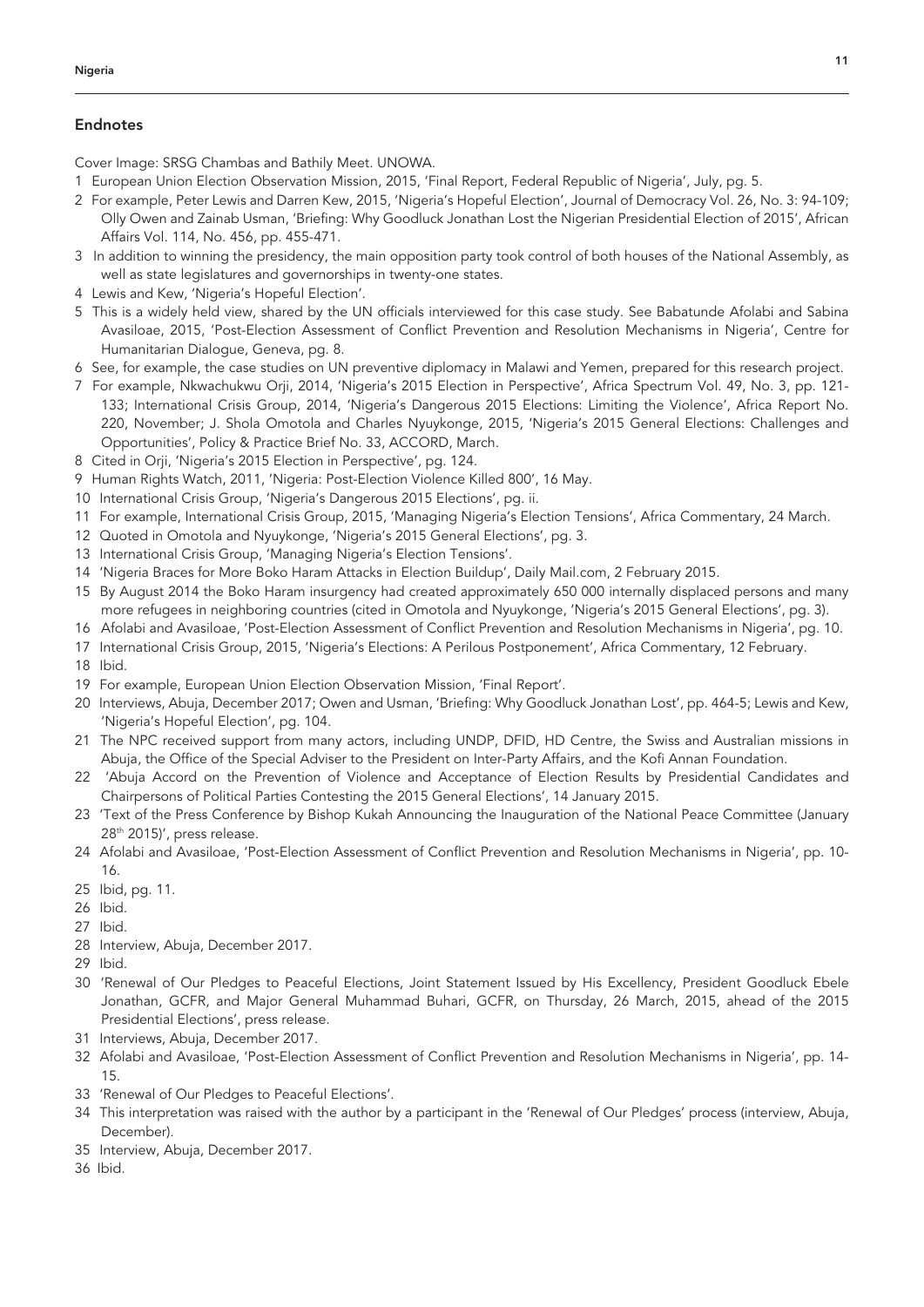## Endnotes

Cover Image: SRSG Chambas and Bathily Meet. UNOWA.

1 European Union Election Observation Mission, 2015, 'Final Report, Federal Republic of Nigeria', July, pg. 5.

2 For example, Peter Lewis and Darren Kew, 2015, 'Nigeria's Hopeful Election', Journal of Democracy Vol. 26, No. 3: 94-109; Olly Owen and Zainab Usman, 'Briefing: Why Goodluck Jonathan Lost the Nigerian Presidential Election of 2015', African Affairs Vol. 114, No. 456, pp. 455-471.

3 In addition to winning the presidency, the main opposition party took control of both houses of the National Assembly, as well as state legislatures and governorships in twenty-one states.

4 Lewis and Kew, 'Nigeria's Hopeful Election'.

5 This is a widely held view, shared by the UN officials interviewed for this case study. See Babatunde Afolabi and Sabina Avasiloae, 2015, 'Post-Election Assessment of Conflict Prevention and Resolution Mechanisms in Nigeria', Centre for Humanitarian Dialogue, Geneva, pg. 8.

6 See, for example, the case studies on UN preventive diplomacy in Malawi and Yemen, prepared for this research project.

7 For example, Nkwachukwu Orji, 2014, 'Nigeria's 2015 Election in Perspective', Africa Spectrum Vol. 49, No. 3, pp. 121-133; International Crisis Group, 2014, 'Nigeria's Dangerous 2015 Elections: Limiting the Violence', Africa Report No. 220, November; J. Shola Omotola and Charles Nyuykonge, 2015, 'Nigeria's 2015 General Elections: Challenges and Opportunities', Policy & Practice Brief No. 33, ACCORD, March.

8 Cited in Orji, 'Nigeria's 2015 Election in Perspective', pg. 124.

9 Human Rights Watch, 2011, 'Nigeria: Post-Election Violence Killed 800', 16 May.

10 International Crisis Group, 'Nigeria's Dangerous 2015 Elections', pg. ii.

11 For example, International Crisis Group, 2015, 'Managing Nigeria's Election Tensions', Africa Commentary, 24 March.

12 Quoted in Omotola and Nyuykonge, 'Nigeria's 2015 General Elections', pg. 3.

13 International Crisis Group, 'Managing Nigeria's Election Tensions'.

14 'Nigeria Braces for More Boko Haram Attacks in Election Buildup', Daily Mail.com, 2 February 2015.

15 By August 2014 the Boko Haram insurgency had created approximately 650 000 internally displaced persons and many more refugees in neighboring countries (cited in Omotola and Nyuykonge, 'Nigeria's 2015 General Elections', pg. 3).

16 Afolabi and Avasiloae, 'Post-Election Assessment of Conflict Prevention and Resolution Mechanisms in Nigeria', pg. 10.

17 International Crisis Group, 2015, 'Nigeria's Elections: A Perilous Postponement', Africa Commentary, 12 February.

18 Ibid.

19 For example, European Union Election Observation Mission, 'Final Report'.

20 Interviews, Abuja, December 2017; Owen and Usman, 'Briefing: Why Goodluck Jonathan Lost', pp. 464-5; Lewis and Kew, 'Nigeria's Hopeful Election', pg. 104.

21 The NPC received support from many actors, including UNDP, DFID, HD Centre, the Swiss and Australian missions in Abuja, the Office of the Special Adviser to the President on Inter-Party Affairs, and the Kofi Annan Foundation.

22 'Abuja Accord on the Prevention of Violence and Acceptance of Election Results by Presidential Candidates and Chairpersons of Political Parties Contesting the 2015 General Elections', 14 January 2015.

23 'Text of the Press Conference by Bishop Kukah Announcing the Inauguration of the National Peace Committee (January 28th 2015)', press release.

24 Afolabi and Avasiloae, 'Post-Election Assessment of Conflict Prevention and Resolution Mechanisms in Nigeria', pp. 10-16.

25 Ibid, pg. 11.

26 Ibid.

27 Ibid.

28 Interview, Abuja, December 2017.

29 Ibid.

30 'Renewal of Our Pledges to Peaceful Elections, Joint Statement Issued by His Excellency, President Goodluck Ebele Jonathan, GCFR, and Major General Muhammad Buhari, GCFR, on Thursday, 26 March, 2015, ahead of the 2015 Presidential Elections', press release.

31 Interviews, Abuja, December 2017.

32 Afolabi and Avasiloae, 'Post-Election Assessment of Conflict Prevention and Resolution Mechanisms in Nigeria', pp. 14-15.

33 'Renewal of Our Pledges to Peaceful Elections'.

34 This interpretation was raised with the author by a participant in the 'Renewal of Our Pledges' process (interview, Abuja, December).

35 Interview, Abuja, December 2017.

36 Ibid.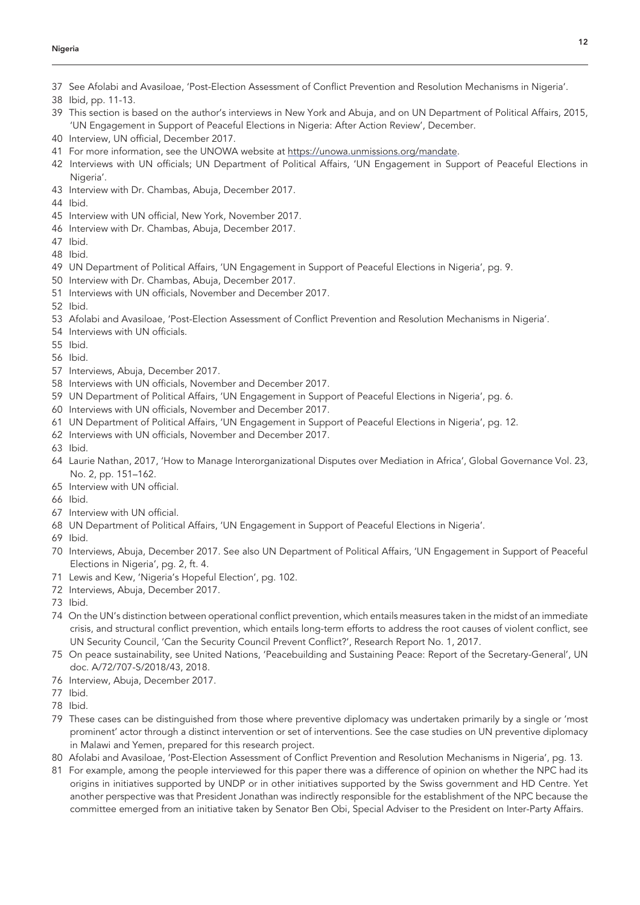37 See Afolabi and Avasiloae, 'Post-Election Assessment of Conflict Prevention and Resolution Mechanisms in Nigeria'.

38 Ibid, pp. 11-13.

39 This section is based on the author's interviews in New York and Abuja, and on UN Department of Political Affairs, 2015, 'UN Engagement in Support of Peaceful Elections in Nigeria: After Action Review', December.

40 Interview, UN official, December 2017.

41 For more information, see the UNOWA website at https://unowa.unmissions.org/mandate.

42 Interviews with UN officials; UN Department of Political Affairs, 'UN Engagement in Support of Peaceful Elections in Nigeria'.

43 Interview with Dr. Chambas, Abuja, December 2017.

44 Ibid.

45 Interview with UN official, New York, November 2017.

46 Interview with Dr. Chambas, Abuja, December 2017.

47 Ibid.

48 Ibid.

49 UN Department of Political Affairs, 'UN Engagement in Support of Peaceful Elections in Nigeria', pg. 9.

50 Interview with Dr. Chambas, Abuja, December 2017.

51 Interviews with UN officials, November and December 2017.

52 Ibid.

53 Afolabi and Avasiloae, 'Post-Election Assessment of Conflict Prevention and Resolution Mechanisms in Nigeria'.

54 Interviews with UN officials.

55 Ibid.

56 Ibid.

57 Interviews, Abuja, December 2017.

58 Interviews with UN officials, November and December 2017.

59 UN Department of Political Affairs, 'UN Engagement in Support of Peaceful Elections in Nigeria', pg. 6.

60 Interviews with UN officials, November and December 2017.

61 UN Department of Political Affairs, 'UN Engagement in Support of Peaceful Elections in Nigeria', pg. 12.

62 Interviews with UN officials, November and December 2017.

63 Ibid.

64 Laurie Nathan, 2017, 'How to Manage Interorganizational Disputes over Mediation in Africa', Global Governance Vol. 23, No. 2, pp. 151–162.

65 Interview with UN official.

66 Ibid.

67 Interview with UN official.

68 UN Department of Political Affairs, 'UN Engagement in Support of Peaceful Elections in Nigeria'.

69 Ibid.

70 Interviews, Abuja, December 2017. See also UN Department of Political Affairs, 'UN Engagement in Support of Peaceful Elections in Nigeria', pg. 2, ft. 4.

71 Lewis and Kew, 'Nigeria's Hopeful Election', pg. 102.

72 Interviews, Abuja, December 2017.

73 Ibid.

74 On the UN's distinction between operational conflict prevention, which entails measures taken in the midst of an immediate crisis, and structural conflict prevention, which entails long-term efforts to address the root causes of violent conflict, see UN Security Council, 'Can the Security Council Prevent Conflict?', Research Report No. 1, 2017.

75 On peace sustainability, see United Nations, 'Peacebuilding and Sustaining Peace: Report of the Secretary-General', UN doc. A/72/707-S/2018/43, 2018.

76 Interview, Abuja, December 2017.

77 Ibid.

78 Ibid.

79 These cases can be distinguished from those where preventive diplomacy was undertaken primarily by a single or 'most prominent' actor through a distinct intervention or set of interventions. See the case studies on UN preventive diplomacy in Malawi and Yemen, prepared for this research project.

80 Afolabi and Avasiloae, 'Post-Election Assessment of Conflict Prevention and Resolution Mechanisms in Nigeria', pg. 13.

81 For example, among the people interviewed for this paper there was a difference of opinion on whether the NPC had its origins in initiatives supported by UNDP or in other initiatives supported by the Swiss government and HD Centre. Yet another perspective was that President Jonathan was indirectly responsible for the establishment of the NPC because the committee emerged from an initiative taken by Senator Ben Obi, Special Adviser to the President on Inter-Party Affairs.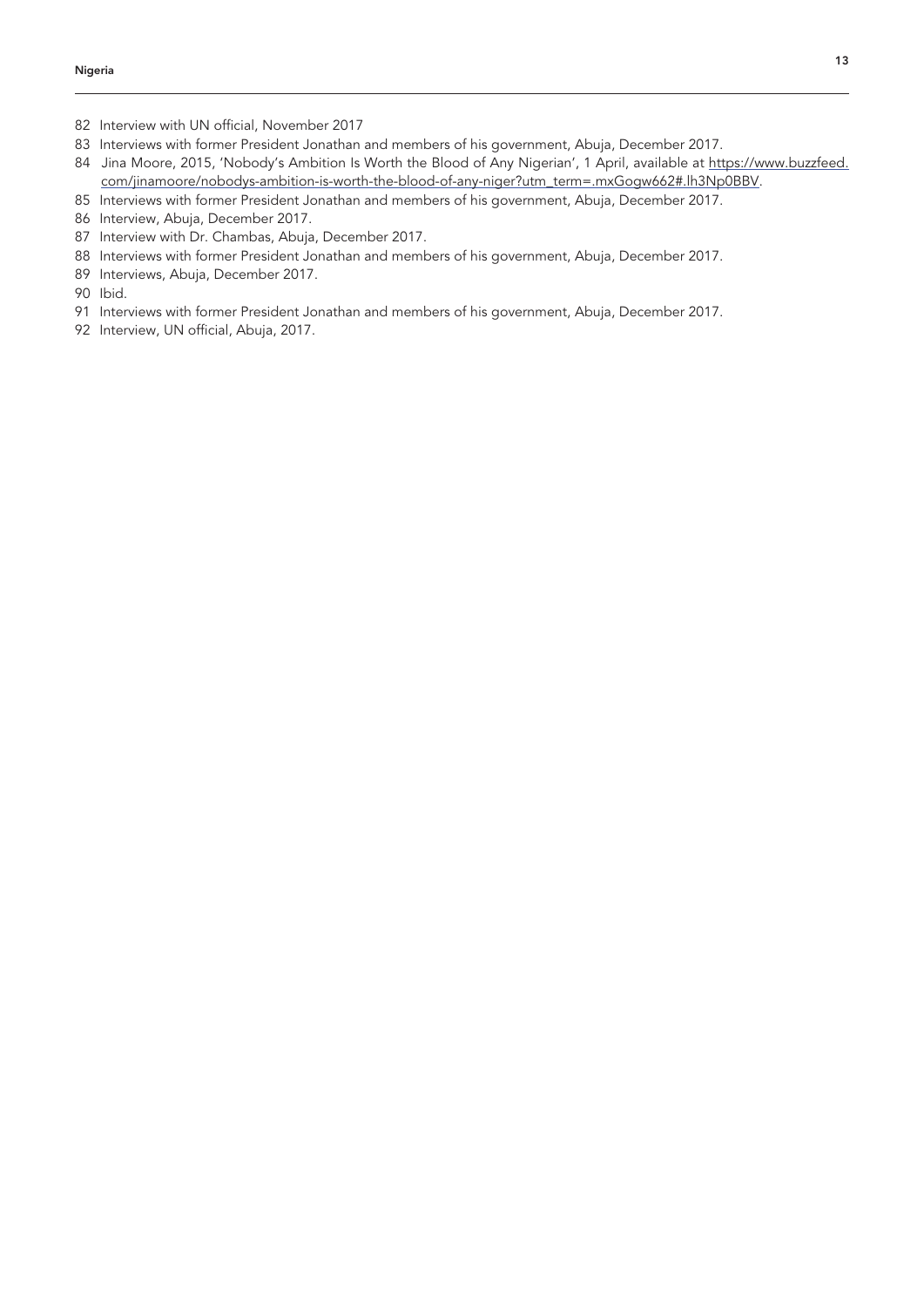82 Interview with UN official, November 2017

83 Interviews with former President Jonathan and members of his government, Abuja, December 2017.

84 Jina Moore, 2015, 'Nobody's Ambition Is Worth the Blood of Any Nigerian', 1 April, available at https://www.buzzfeed.com/jinamoore/nobodys-ambition-is-worth-the-blood-of-any-niger?utm_term=.mxGogw662#.lh3Np0BBV.

85 Interviews with former President Jonathan and members of his government, Abuja, December 2017.

86 Interview, Abuja, December 2017.

87 Interview with Dr. Chambas, Abuja, December 2017.

88 Interviews with former President Jonathan and members of his government, Abuja, December 2017.

89 Interviews, Abuja, December 2017.

90 Ibid.

91 Interviews with former President Jonathan and members of his government, Abuja, December 2017.

92 Interview, UN official, Abuja, 2017.